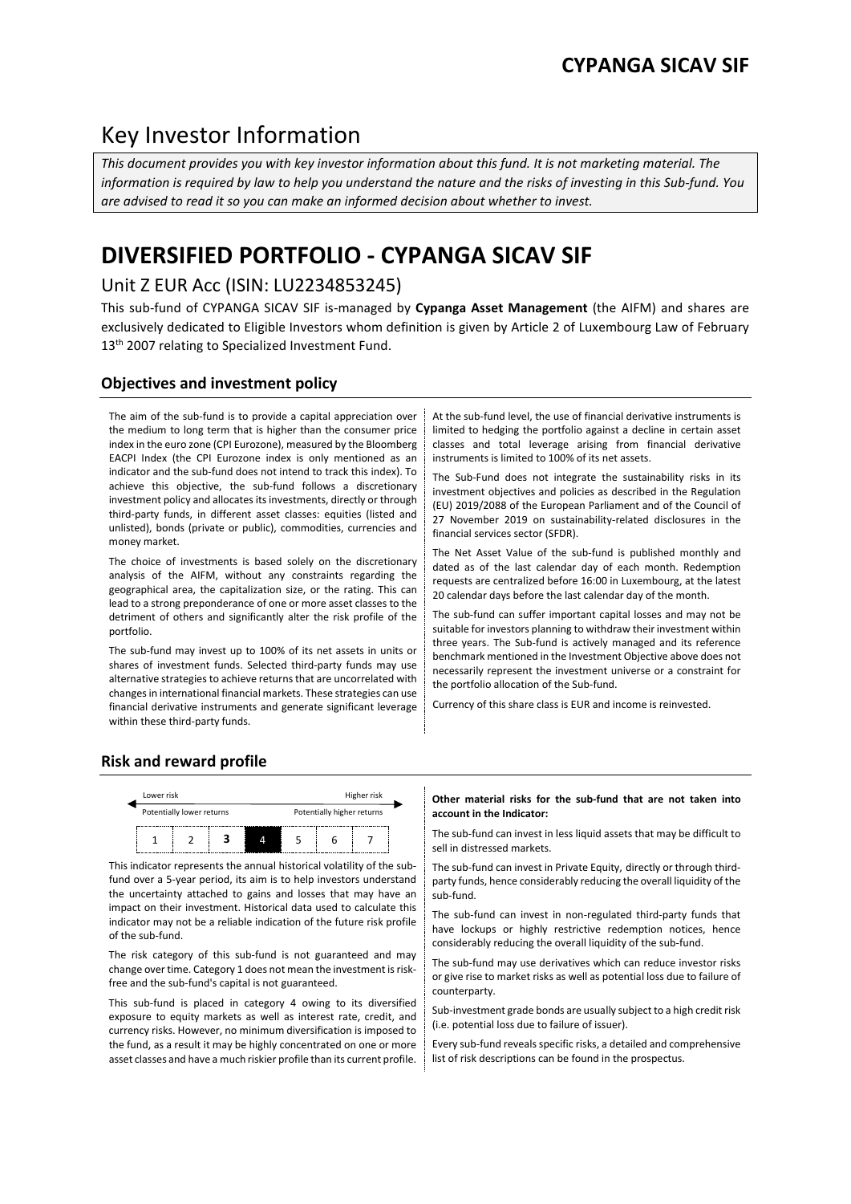# Key Investor Information

*This document provides you with key investor information about this fund. It is not marketing material. The information is required by law to help you understand the nature and the risks of investing in this Sub-fund. You are advised to read it so you can make an informed decision about whether to invest.*

# DIVERSIFIED PORTFOLIO - CYPANGA SICAV SIF

## Unit Z EUR Acc (ISIN: LU2234853245)

This sub-fund of CYPANGA SICAV SIF is-managed by **Cypanga Asset Management** (the AIFM) and shares are exclusively dedicated to Eligible Investors whom definition is given by Article 2 of Luxembourg Law of February 13th 2007 relating to Specialized Investment Fund.

### Objectives and investment policy

The aim of the sub-fund is to provide a capital appreciation over the medium to long term that is higher than the consumer price index in the euro zone (CPI Eurozone), measured by the Bloomberg EACPI Index (the CPI Eurozone index is only mentioned as an indicator and the sub-fund does not intend to track this index). To achieve this objective, the sub-fund follows a discretionary investment policy and allocates its investments, directly or through third-party funds, in different asset classes: equities (listed and unlisted), bonds (private or public), commodities, currencies and money market.

The choice of investments is based solely on the discretionary analysis of the AIFM, without any constraints regarding the geographical area, the capitalization size, or the rating. This can lead to a strong preponderance of one or more asset classes to the detriment of others and significantly alter the risk profile of the portfolio.

The sub-fund may invest up to 100% of its net assets in units or shares of investment funds. Selected third-party funds may use alternative strategies to achieve returns that are uncorrelated with changes in international financial markets. These strategies can use financial derivative instruments and generate significant leverage within these third-party funds.

At the sub-fund level, the use of financial derivative instruments is limited to hedging the portfolio against a decline in certain asset classes and total leverage arising from financial derivative instruments is limited to 100% of its net assets.

The Sub-Fund does not integrate the sustainability risks in its investment objectives and policies as described in the Regulation (EU) 2019/2088 of the European Parliament and of the Council of 27 November 2019 on sustainability-related disclosures in the financial services sector (SFDR).

The Net Asset Value of the sub-fund is published monthly and dated as of the last calendar day of each month. Redemption requests are centralized before 16:00 in Luxembourg, at the latest 20 calendar days before the last calendar day of the month.

The sub-fund can suffer important capital losses and may not be suitable for investors planning to withdraw their investment within three years. The Sub-fund is actively managed and its reference benchmark mentioned in the Investment Objective above does not necessarily represent the investment universe or a constraint for the portfolio allocation of the Sub-fund.

Currency of this share class is EUR and income is reinvested.

### Risk and reward profile

| Lower risk | | | | | | Higher risk |
|---|---|---|---|---|---|---|
| Potentially lower returns | | | | | | Potentially higher returns |
| 1 | 2 | 3 | **4** | 5 | 6 | 7 |

This indicator represents the annual historical volatility of the sub-fund over a 5-year period, its aim is to help investors understand the uncertainty attached to gains and losses that may have an impact on their investment. Historical data used to calculate this indicator may not be a reliable indication of the future risk profile of the sub-fund.

The risk category of this sub-fund is not guaranteed and may change over time. Category 1 does not mean the investment is risk-free and the sub-fund's capital is not guaranteed.

This sub-fund is placed in category 4 owing to its diversified exposure to equity markets as well as interest rate, credit, and currency risks. However, no minimum diversification is imposed to the fund, as a result it may be highly concentrated on one or more asset classes and have a much riskier profile than its current profile.

**Other material risks for the sub-fund that are not taken into account in the Indicator:**

The sub-fund can invest in less liquid assets that may be difficult to sell in distressed markets.

The sub-fund can invest in Private Equity, directly or through third-party funds, hence considerably reducing the overall liquidity of the sub-fund.

The sub-fund can invest in non-regulated third-party funds that have lockups or highly restrictive redemption notices, hence considerably reducing the overall liquidity of the sub-fund.

The sub-fund may use derivatives which can reduce investor risks or give rise to market risks as well as potential loss due to failure of counterparty.

Sub-investment grade bonds are usually subject to a high credit risk (i.e. potential loss due to failure of issuer).

Every sub-fund reveals specific risks, a detailed and comprehensive list of risk descriptions can be found in the prospectus.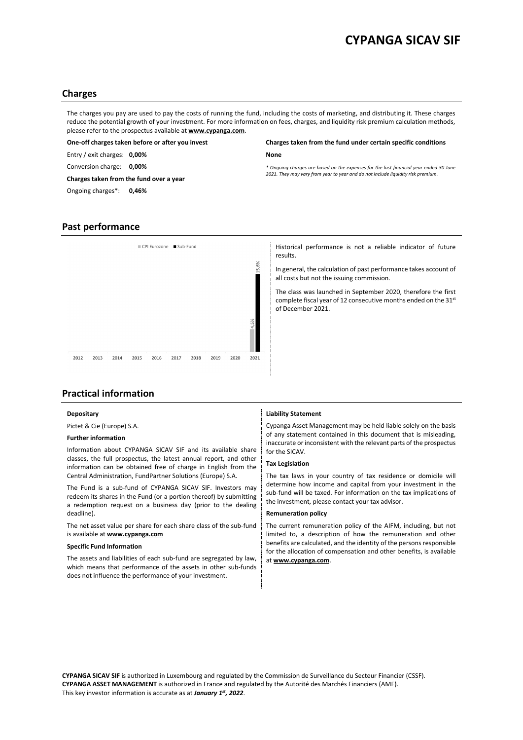# CYPANGA SICAV SIF

## Charges

The charges you pay are used to pay the costs of running the fund, including the costs of marketing, and distributing it. These charges reduce the potential growth of your investment. For more information on fees, charges, and liquidity risk premium calculation methods, please refer to the prospectus available at **www.cypanga.com**.

**One-off charges taken before or after you invest**

Entry / exit charges: **0,00%**

Conversion charge: **0,00%**

**Charges taken from the fund over a year**

Ongoing charges*: **0,46%**

**Charges taken from the fund under certain specific conditions**

**None**

*\* Ongoing charges are based on the expenses for the last financial year ended 30 June 2021. They may vary from year to year and do not include liquidity risk premium.*

## Past performance

CPI Eurozone
Sub-Fund
15,6%
4,5%
2012
2013
2014
2015
2016
2017
2018
2019
2020
2021

Historical performance is not a reliable indicator of future results.

In general, the calculation of past performance takes account of all costs but not the issuing commission.

The class was launched in September 2020, therefore the first complete fiscal year of 12 consecutive months ended on the 31st of December 2021.

## Practical information

**Depositary**

Pictet & Cie (Europe) S.A.

**Further information**

Information about CYPANGA SICAV SIF and its available share classes, the full prospectus, the latest annual report, and other information can be obtained free of charge in English from the Central Administration, FundPartner Solutions (Europe) S.A.

The Fund is a sub-fund of CYPANGA SICAV SIF. Investors may redeem its shares in the Fund (or a portion thereof) by submitting a redemption request on a business day (prior to the dealing deadline).

The net asset value per share for each share class of the sub-fund is available at **www.cypanga.com**

**Specific Fund Information**

The assets and liabilities of each sub-fund are segregated by law, which means that performance of the assets in other sub-funds does not influence the performance of your investment.

**Liability Statement**

Cypanga Asset Management may be held liable solely on the basis of any statement contained in this document that is misleading, inaccurate or inconsistent with the relevant parts of the prospectus for the SICAV.

**Tax Legislation**

The tax laws in your country of tax residence or domicile will determine how income and capital from your investment in the sub-fund will be taxed. For information on the tax implications of the investment, please contact your tax advisor.

**Remuneration policy**

The current remuneration policy of the AIFM, including, but not limited to, a description of how the remuneration and other benefits are calculated, and the identity of the persons responsible for the allocation of compensation and other benefits, is available at **www.cypanga.com**.

**CYPANGA SICAV SIF** is authorized in Luxembourg and regulated by the Commission de Surveillance du Secteur Financier (CSSF).
**CYPANGA ASSET MANAGEMENT** is authorized in France and regulated by the Autorité des Marchés Financiers (AMF).
This key investor information is accurate as at ***January 1st, 2022***.